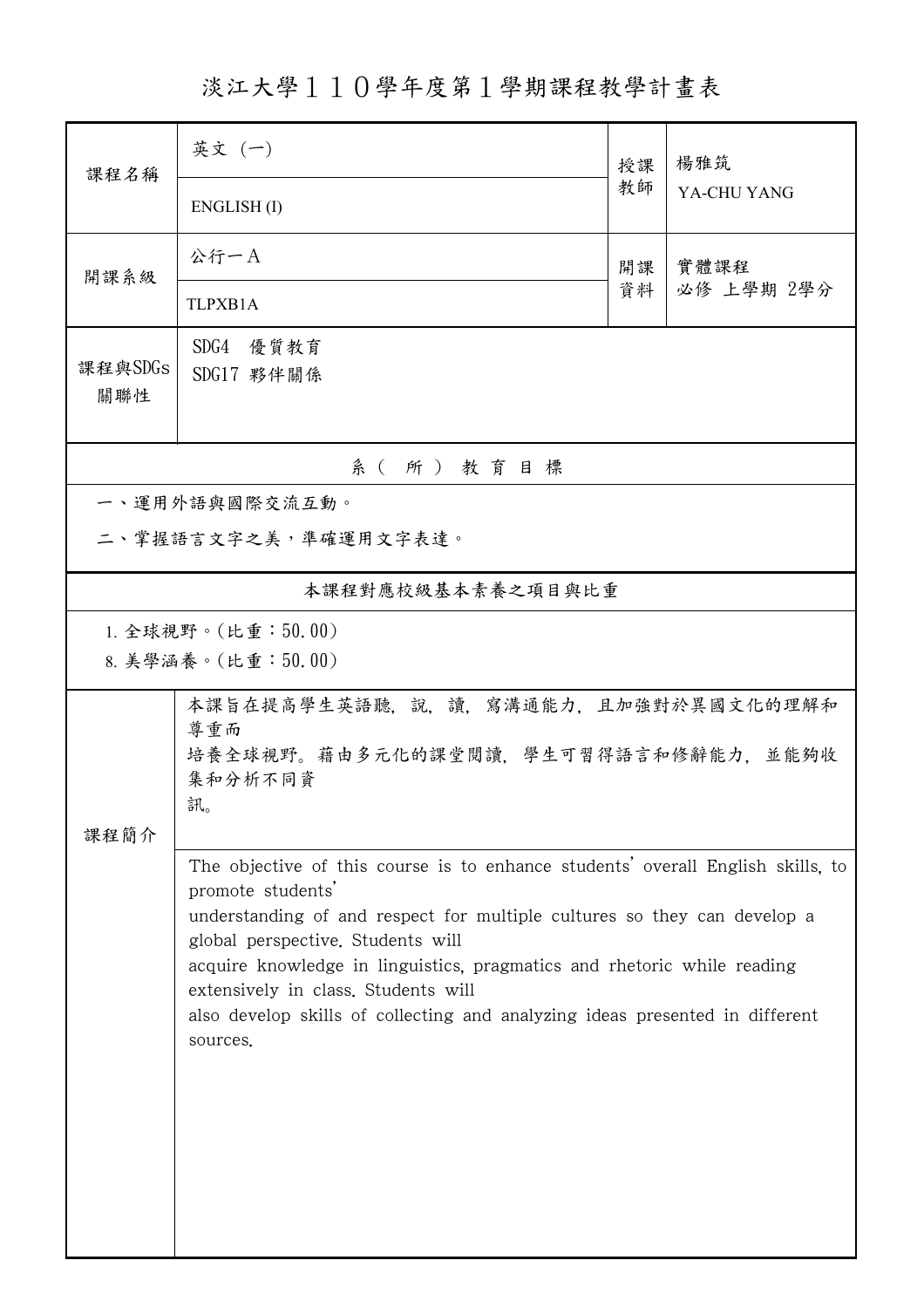# 淡江大學１１０學年度第１學期課程教學計畫表

| 課程名稱 | 英文 (一) ENGLISH (I) | 授課教師 | 楊雅筑 YA-CHU YANG |
|---|---|---|---|
| 開課系級 | 公行一A TLPXB1A | 開課資料 | 實體課程 必修 上學期 2學分 |
| 課程與SDGs關聯性 | SDG4 優質教育<br>SDG17 夥伴關係 | | |

## 系（所）教育目標

一、運用外語與國際交流互動。

二、掌握語言文字之美，準確運用文字表達。

## 本課程對應校級基本素養之項目與比重

1. 全球視野。(比重：50.00)
8. 美學涵養。(比重：50.00)

## 課程簡介

本課旨在提高學生英語聽，說，讀，寫溝通能力，且加強對於異國文化的理解和尊重而
培養全球視野。藉由多元化的課堂閱讀，學生可習得語言和修辭能力，並能夠收集和分析不同資
訊。

The objective of this course is to enhance students' overall English skills, to promote students'
understanding of and respect for multiple cultures so they can develop a global perspective. Students will
acquire knowledge in linguistics, pragmatics and rhetoric while reading extensively in class. Students will
also develop skills of collecting and analyzing ideas presented in different sources.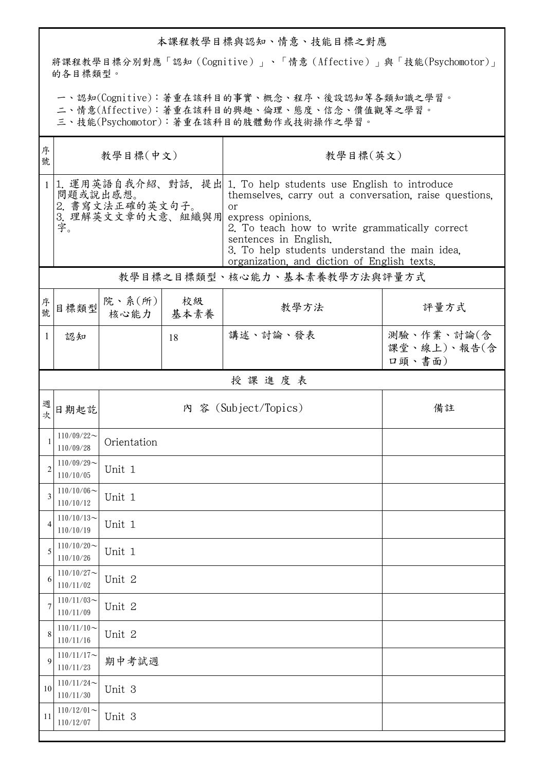## 本課程教學目標與認知、情意、技能目標之對應

將課程教學目標分別對應「認知（Cognitive）」、「情意（Affective）」與「技能(Psychomotor)」的各目標類型。

一、認知(Cognitive)：著重在該科目的事實、概念、程序、後設認知等各類知識之學習。
二、情意(Affective)：著重在該科目的興趣、倫理、態度、信念、價值觀等之學習。
三、技能(Psychomotor)：著重在該科目的肢體動作或技術操作之學習。

| 序號 | 教學目標(中文) | 教學目標(英文) |
| --- | --- | --- |
| 1 | 1. 運用英語自我介紹、對話，提出問題或說出感想。<br>2. 書寫文法正確的英文句子。<br>3. 理解英文文章的大意、組織與用字。 | 1. To help students use English to introduce themselves, carry out a conversation, raise questions, or express opinions.<br>2. To teach how to write grammatically correct sentences in English.<br>3. To help students understand the main idea, organization, and diction of English texts. |

## 教學目標之目標類型、核心能力、基本素養教學方法與評量方式

| 序號 | 目標類型 | 院、系(所)核心能力 | 校級基本素養 | 教學方法 | 評量方式 |
| --- | --- | --- | --- | --- | --- |
| 1 | 認知 |  | 18 | 講述、討論、發表 | 測驗、作業、討論(含課堂、線上)、報告(含口頭、書面) |

## 授課進度表

| 週次 | 日期起訖 | 內 容 (Subject/Topics) | 備註 |
| --- | --- | --- | --- |
| 1 | 110/09/22～110/09/28 | Orientation |  |
| 2 | 110/09/29～110/10/05 | Unit 1 |  |
| 3 | 110/10/06～110/10/12 | Unit 1 |  |
| 4 | 110/10/13～110/10/19 | Unit 1 |  |
| 5 | 110/10/20～110/10/26 | Unit 1 |  |
| 6 | 110/10/27～110/11/02 | Unit 2 |  |
| 7 | 110/11/03～110/11/09 | Unit 2 |  |
| 8 | 110/11/10～110/11/16 | Unit 2 |  |
| 9 | 110/11/17～110/11/23 | 期中考試週 |  |
| 10 | 110/11/24～110/11/30 | Unit 3 |  |
| 11 | 110/12/01～110/12/07 | Unit 3 |  |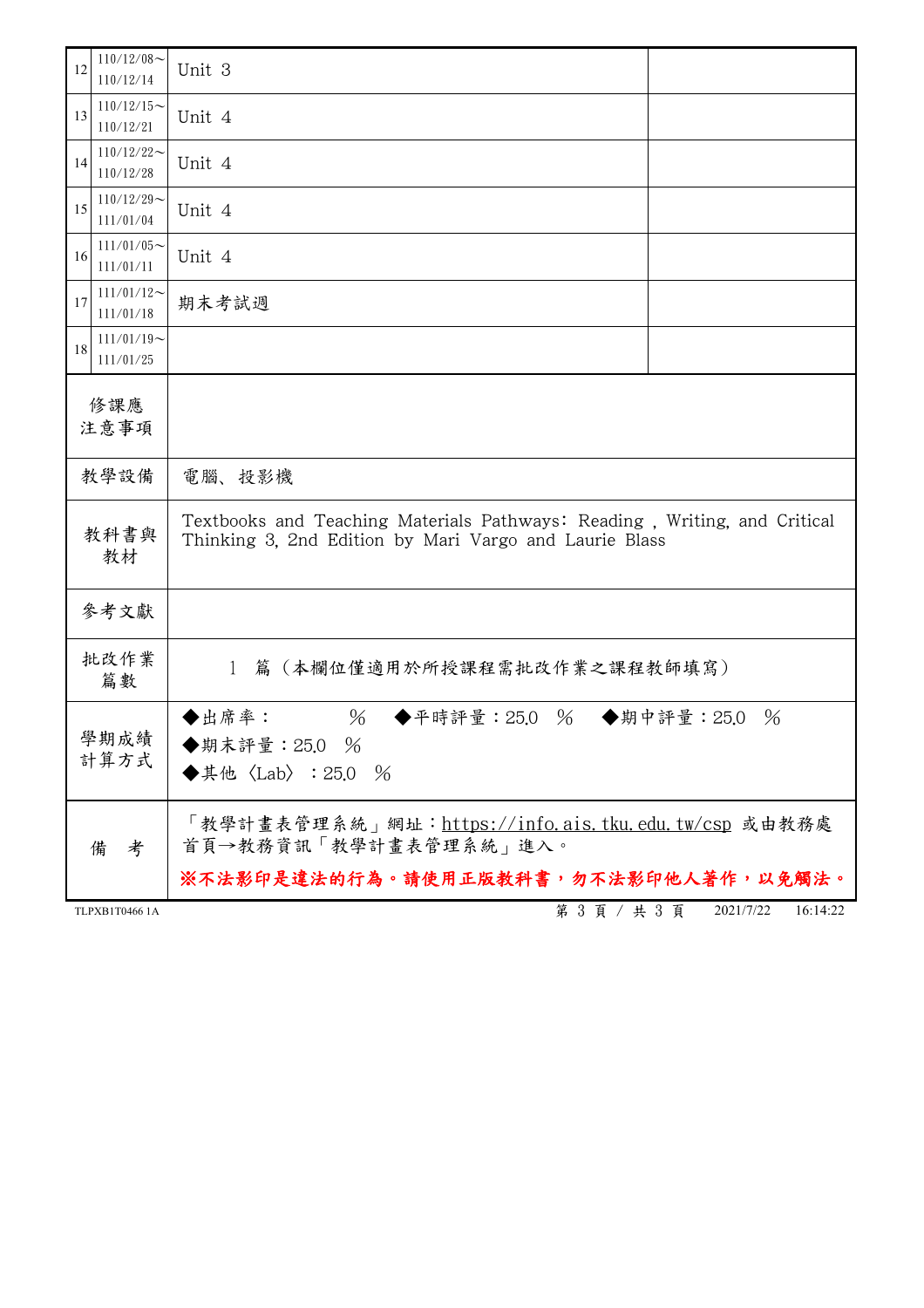| | | | |
|---|---|---|---|
| 12 | 110/12/08～<br>110/12/14 | Unit 3 | |
| 13 | 110/12/15～<br>110/12/21 | Unit 4 | |
| 14 | 110/12/22～<br>110/12/28 | Unit 4 | |
| 15 | 110/12/29～<br>111/01/04 | Unit 4 | |
| 16 | 111/01/05～<br>111/01/11 | Unit 4 | |
| 17 | 111/01/12～<br>111/01/18 | 期末考試週 | |
| 18 | 111/01/19～<br>111/01/25 | | |

| | |
|---|---|
| 修課應<br>注意事項 | |
| 教學設備 | 電腦、投影機 |
| 教科書與<br>教材 | Textbooks and Teaching Materials Pathways: Reading , Writing, and Critical Thinking 3, 2nd Edition by Mari Vargo and Laurie Blass |
| 參考文獻 | |
| 批改作業<br>篇數 | 1 篇（本欄位僅適用於所授課程需批改作業之課程教師填寫） |
| 學期成績<br>計算方式 | ◆出席率： ％ ◆平時評量：25.0 ％ ◆期中評量：25.0 ％<br>◆期末評量：25.0 ％<br>◆其他〈Lab〉：25.0 ％ |
| 備　考 | 「教學計畫表管理系統」網址：https://info.ais.tku.edu.tw/csp 或由教務處首頁→教務資訊「教學計畫表管理系統」進入。<br>**※不法影印是違法的行為。請使用正版教科書，勿不法影印他人著作，以免觸法。** |

TLPXB1T0466 1A　　2021/7/22　16:14:22